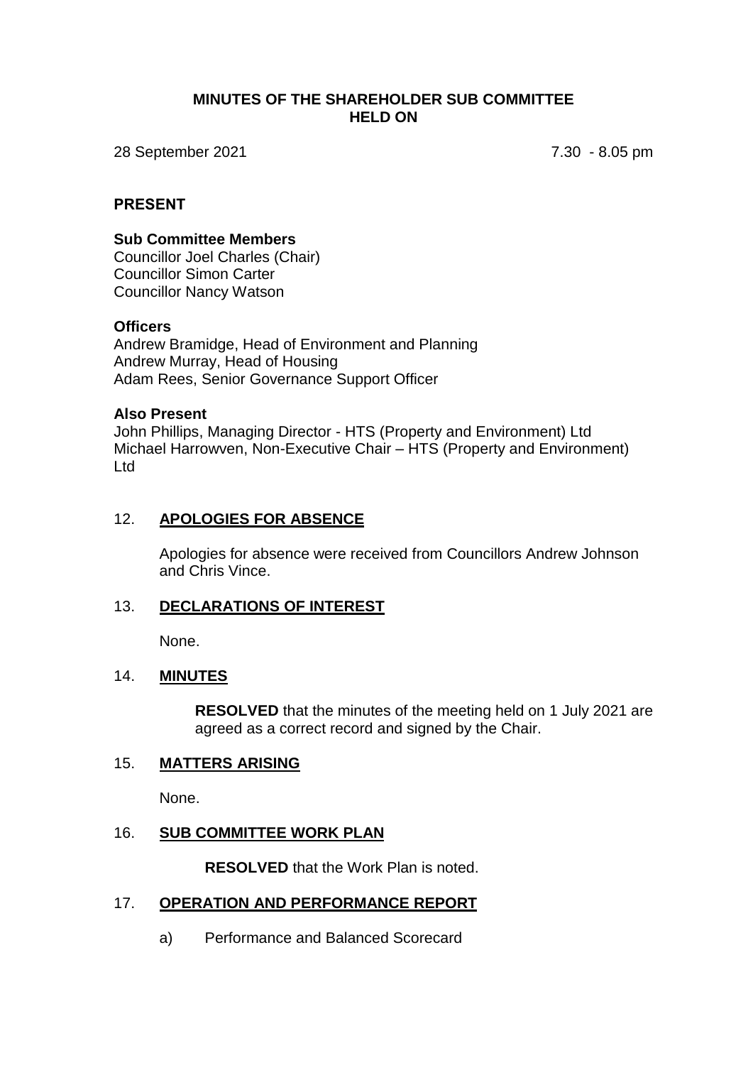# MINUTES OF THE SHAREHOLDER SUB COMMITTEE HELD ON

28 September 2021 7.30 - 8.05 pm

## PRESENT

**Sub Committee Members**

Councillor Joel Charles (Chair)
Councillor Simon Carter
Councillor Nancy Watson

**Officers**

Andrew Bramidge, Head of Environment and Planning
Andrew Murray, Head of Housing
Adam Rees, Senior Governance Support Officer

**Also Present**

John Phillips, Managing Director - HTS (Property and Environment) Ltd
Michael Harrowven, Non-Executive Chair – HTS (Property and Environment) Ltd

## 12. APOLOGIES FOR ABSENCE

Apologies for absence were received from Councillors Andrew Johnson and Chris Vince.

## 13. DECLARATIONS OF INTEREST

None.

## 14. MINUTES

**RESOLVED** that the minutes of the meeting held on 1 July 2021 are agreed as a correct record and signed by the Chair.

## 15. MATTERS ARISING

None.

## 16. SUB COMMITTEE WORK PLAN

**RESOLVED** that the Work Plan is noted.

## 17. OPERATION AND PERFORMANCE REPORT

a) Performance and Balanced Scorecard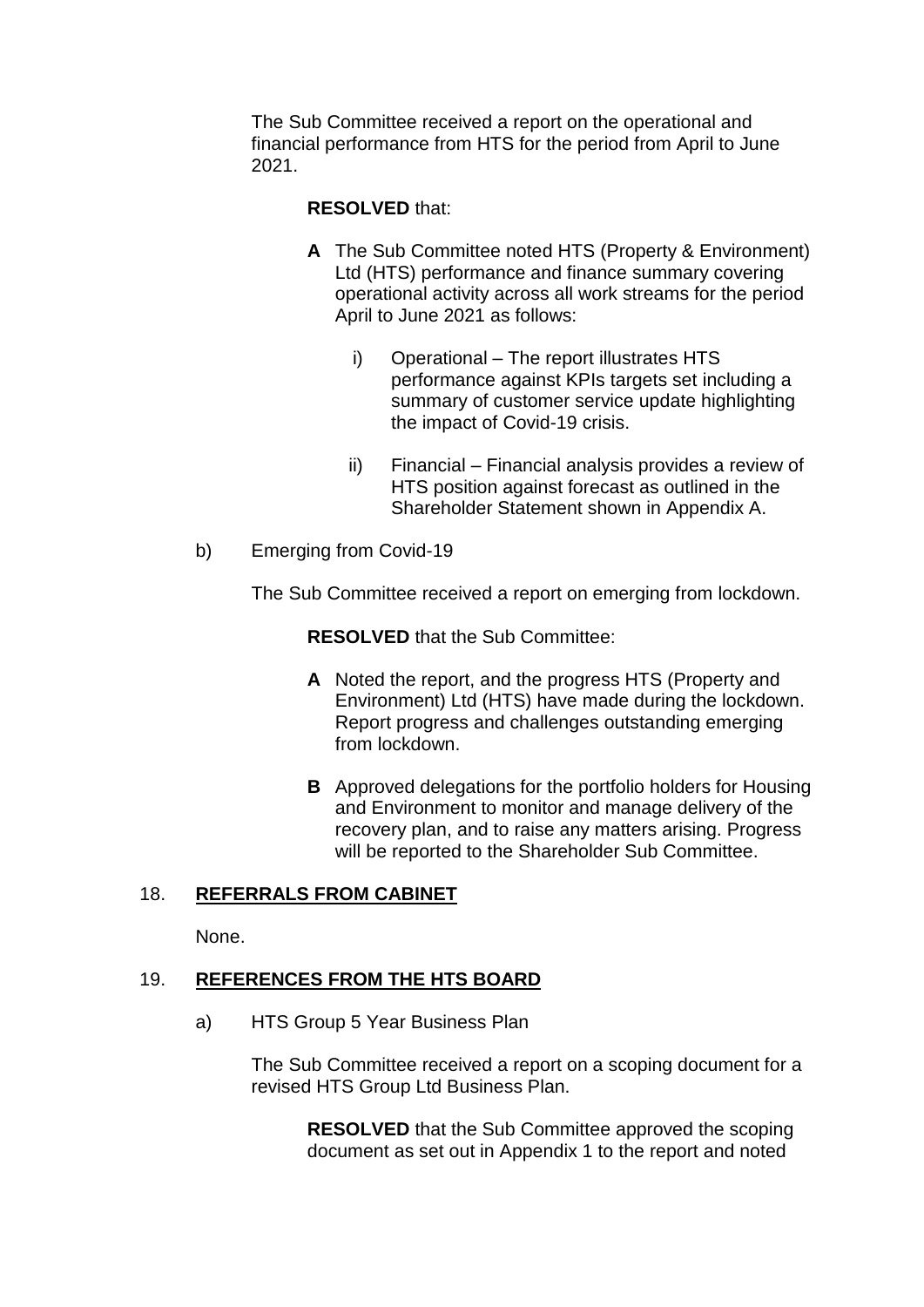The Sub Committee received a report on the operational and financial performance from HTS for the period from April to June 2021.

**RESOLVED** that:

**A** The Sub Committee noted HTS (Property & Environment) Ltd (HTS) performance and finance summary covering operational activity across all work streams for the period April to June 2021 as follows:

i) Operational – The report illustrates HTS performance against KPIs targets set including a summary of customer service update highlighting the impact of Covid-19 crisis.

ii) Financial – Financial analysis provides a review of HTS position against forecast as outlined in the Shareholder Statement shown in Appendix A.

b) Emerging from Covid-19

The Sub Committee received a report on emerging from lockdown.

**RESOLVED** that the Sub Committee:

**A** Noted the report, and the progress HTS (Property and Environment) Ltd (HTS) have made during the lockdown. Report progress and challenges outstanding emerging from lockdown.

**B** Approved delegations for the portfolio holders for Housing and Environment to monitor and manage delivery of the recovery plan, and to raise any matters arising. Progress will be reported to the Shareholder Sub Committee.

## 18. **REFERRALS FROM CABINET**

None.

## 19. **REFERENCES FROM THE HTS BOARD**

a) HTS Group 5 Year Business Plan

The Sub Committee received a report on a scoping document for a revised HTS Group Ltd Business Plan.

**RESOLVED** that the Sub Committee approved the scoping document as set out in Appendix 1 to the report and noted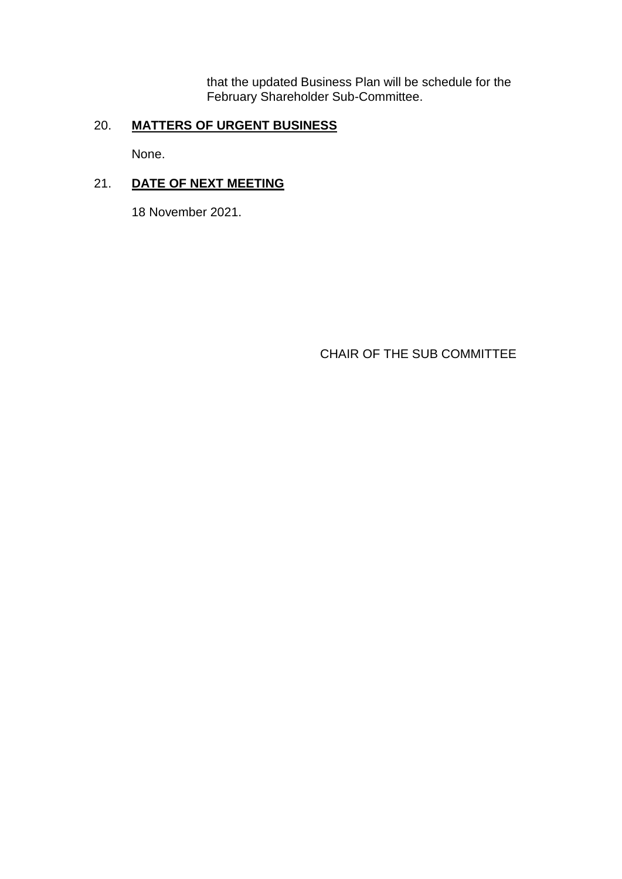that the updated Business Plan will be schedule for the February Shareholder Sub-Committee.

## 20. **MATTERS OF URGENT BUSINESS**

None.

## 21. **DATE OF NEXT MEETING**

18 November 2021.

CHAIR OF THE SUB COMMITTEE